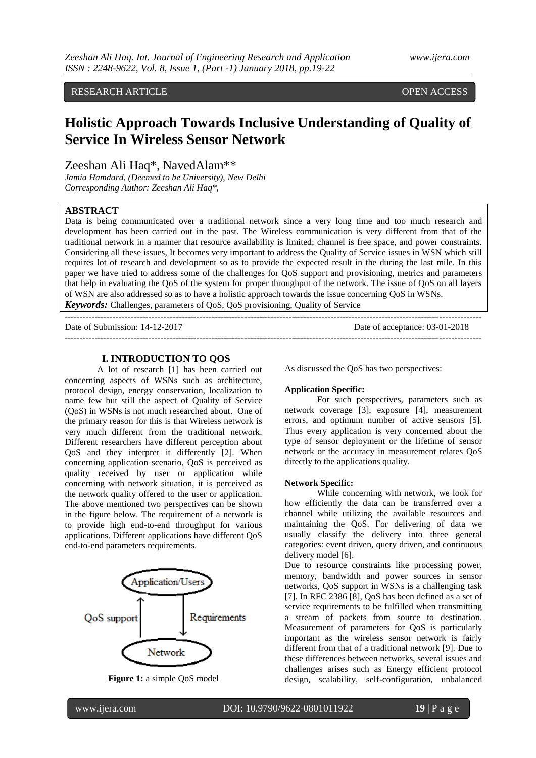RESEARCH ARTICLE OPEN ACCESS

# Holistic Approach Towards Inclusive Understanding of Quality of Service In Wireless Sensor Network

Zeeshan Ali Haq*, NavedAlam**

*Jamia Hamdard, (Deemed to be University), New Delhi*
*Corresponding Author: Zeeshan Ali Haq*,*

## ABSTRACT

Data is being communicated over a traditional network since a very long time and too much research and development has been carried out in the past. The Wireless communication is very different from that of the traditional network in a manner that resource availability is limited; channel is free space, and power constraints. Considering all these issues, It becomes very important to address the Quality of Service issues in WSN which still requires lot of research and development so as to provide the expected result in the during the last mile. In this paper we have tried to address some of the challenges for QoS support and provisioning, metrics and parameters that help in evaluating the QoS of the system for proper throughput of the network. The issue of QoS on all layers of WSN are also addressed so as to have a holistic approach towards the issue concerning QoS in WSNs.

***Keywords:*** Challenges, parameters of QoS, QoS provisioning, Quality of Service

Date of Submission: 14-12-2017 Date of acceptance: 03-01-2018

## I. INTRODUCTION TO QOS

A lot of research [1] has been carried out concerning aspects of WSNs such as architecture, protocol design, energy conservation, localization to name few but still the aspect of Quality of Service (QoS) in WSNs is not much researched about. One of the primary reason for this is that Wireless network is very much different from the traditional network. Different researchers have different perception about QoS and they interpret it differently [2]. When concerning application scenario, QoS is perceived as quality received by user or application while concerning with network situation, it is perceived as the network quality offered to the user or application. The above mentioned two perspectives can be shown in the figure below. The requirement of a network is to provide high end-to-end throughput for various applications. Different applications have different QoS end-to-end parameters requirements.

**Figure 1:** a simple QoS model

As discussed the QoS has two perspectives:

**Application Specific:**

For such perspectives, parameters such as network coverage [3], exposure [4], measurement errors, and optimum number of active sensors [5]. Thus every application is very concerned about the type of sensor deployment or the lifetime of sensor network or the accuracy in measurement relates QoS directly to the applications quality.

**Network Specific:**

While concerning with network, we look for how efficiently the data can be transferred over a channel while utilizing the available resources and maintaining the QoS. For delivering of data we usually classify the delivery into three general categories: event driven, query driven, and continuous delivery model [6].

Due to resource constraints like processing power, memory, bandwidth and power sources in sensor networks, QoS support in WSNs is a challenging task [7]. In RFC 2386 [8], QoS has been defined as a set of service requirements to be fulfilled when transmitting a stream of packets from source to destination. Measurement of parameters for QoS is particularly important as the wireless sensor network is fairly different from that of a traditional network [9]. Due to these differences between networks, several issues and challenges arises such as Energy efficient protocol design, scalability, self-configuration, unbalanced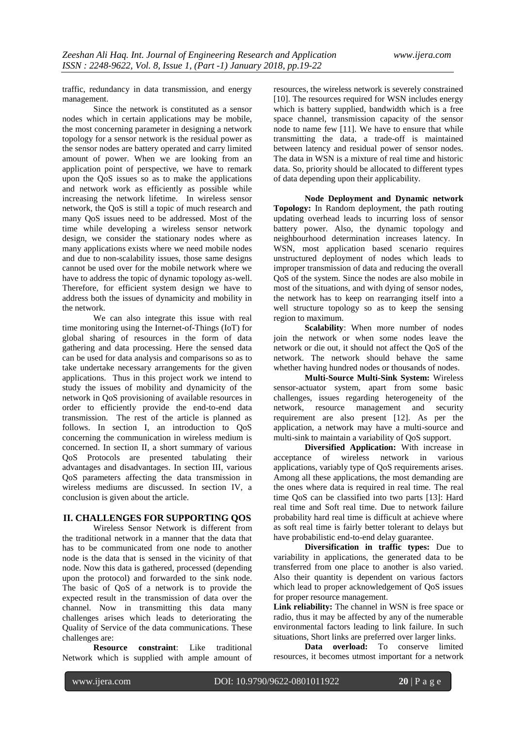traffic, redundancy in data transmission, and energy management.

Since the network is constituted as a sensor nodes which in certain applications may be mobile, the most concerning parameter in designing a network topology for a sensor network is the residual power as the sensor nodes are battery operated and carry limited amount of power. When we are looking from an application point of perspective, we have to remark upon the QoS issues so as to make the applications and network work as efficiently as possible while increasing the network lifetime. In wireless sensor network, the QoS is still a topic of much research and many QoS issues need to be addressed. Most of the time while developing a wireless sensor network design, we consider the stationary nodes where as many applications exists where we need mobile nodes and due to non-scalability issues, those same designs cannot be used over for the mobile network where we have to address the topic of dynamic topology as-well. Therefore, for efficient system design we have to address both the issues of dynamicity and mobility in the network.

We can also integrate this issue with real time monitoring using the Internet-of-Things (IoT) for global sharing of resources in the form of data gathering and data processing. Here the sensed data can be used for data analysis and comparisons so as to take undertake necessary arrangements for the given applications. Thus in this project work we intend to study the issues of mobility and dynamicity of the network in QoS provisioning of available resources in order to efficiently provide the end-to-end data transmission. The rest of the article is planned as follows. In section I, an introduction to QoS concerning the communication in wireless medium is concerned. In section II, a short summary of various QoS Protocols are presented tabulating their advantages and disadvantages. In section III, various QoS parameters affecting the data transmission in wireless mediums are discussed. In section IV, a conclusion is given about the article.

## II. CHALLENGES FOR SUPPORTING QOS

Wireless Sensor Network is different from the traditional network in a manner that the data that has to be communicated from one node to another node is the data that is sensed in the vicinity of that node. Now this data is gathered, processed (depending upon the protocol) and forwarded to the sink node. The basic of QoS of a network is to provide the expected result in the transmission of data over the channel. Now in transmitting this data many challenges arises which leads to deteriorating the Quality of Service of the data communications. These challenges are:

**Resource constraint**: Like traditional Network which is supplied with ample amount of resources, the wireless network is severely constrained [10]. The resources required for WSN includes energy which is battery supplied, bandwidth which is a free space channel, transmission capacity of the sensor node to name few [11]. We have to ensure that while transmitting the data, a trade-off is maintained between latency and residual power of sensor nodes. The data in WSN is a mixture of real time and historic data. So, priority should be allocated to different types of data depending upon their applicability.

**Node Deployment and Dynamic network Topology:** In Random deployment, the path routing updating overhead leads to incurring loss of sensor battery power. Also, the dynamic topology and neighbourhood determination increases latency. In WSN, most application based scenario requires unstructured deployment of nodes which leads to improper transmission of data and reducing the overall QoS of the system. Since the nodes are also mobile in most of the situations, and with dying of sensor nodes, the network has to keep on rearranging itself into a well structure topology so as to keep the sensing region to maximum.

**Scalability**: When more number of nodes join the network or when some nodes leave the network or die out, it should not affect the QoS of the network. The network should behave the same whether having hundred nodes or thousands of nodes.

**Multi-Source Multi-Sink System:** Wireless sensor-actuator system, apart from some basic challenges, issues regarding heterogeneity of the network, resource management and security requirement are also present [12]. As per the application, a network may have a multi-source and multi-sink to maintain a variability of QoS support.

**Diversified Application:** With increase in acceptance of wireless network in various applications, variably type of QoS requirements arises. Among all these applications, the most demanding are the ones where data is required in real time. The real time QoS can be classified into two parts [13]: Hard real time and Soft real time. Due to network failure probability hard real time is difficult at achieve where as soft real time is fairly better tolerant to delays but have probabilistic end-to-end delay guarantee.

**Diversification in traffic types:** Due to variability in applications, the generated data to be transferred from one place to another is also varied. Also their quantity is dependent on various factors which lead to proper acknowledgement of QoS issues for proper resource management.

**Link reliability:** The channel in WSN is free space or radio, thus it may be affected by any of the numerable environmental factors leading to link failure. In such situations, Short links are preferred over larger links.

**Data overload:** To conserve limited resources, it becomes utmost important for a network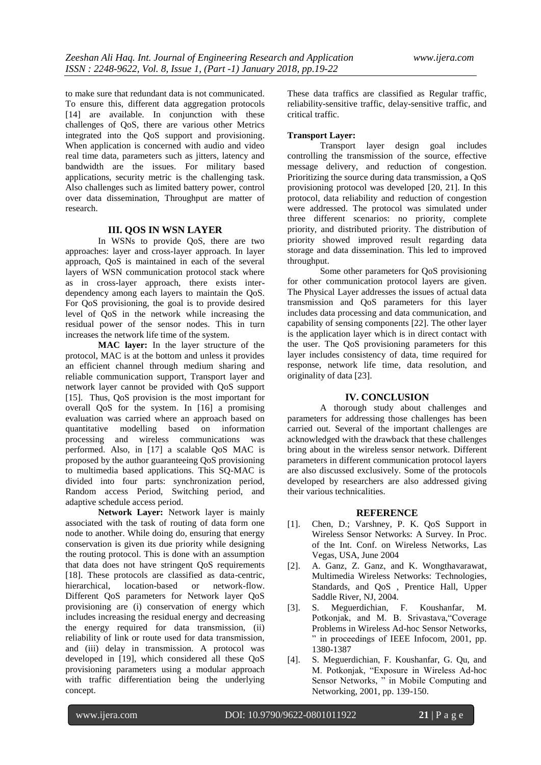to make sure that redundant data is not communicated. To ensure this, different data aggregation protocols [14] are available. In conjunction with these challenges of QoS, there are various other Metrics integrated into the QoS support and provisioning. When application is concerned with audio and video real time data, parameters such as jitters, latency and bandwidth are the issues. For military based applications, security metric is the challenging task. Also challenges such as limited battery power, control over data dissemination, Throughput are matter of research.

## III. QOS IN WSN LAYER

In WSNs to provide QoS, there are two approaches: layer and cross-layer approach. In layer approach, QoS is maintained in each of the several layers of WSN communication protocol stack where as in cross-layer approach, there exists inter-dependency among each layers to maintain the QoS. For QoS provisioning, the goal is to provide desired level of QoS in the network while increasing the residual power of the sensor nodes. This in turn increases the network life time of the system.

**MAC layer:** In the layer structure of the protocol, MAC is at the bottom and unless it provides an efficient channel through medium sharing and reliable communication support, Transport layer and network layer cannot be provided with QoS support [15]. Thus, QoS provision is the most important for overall QoS for the system. In [16] a promising evaluation was carried where an approach based on quantitative modelling based on information processing and wireless communications was performed. Also, in [17] a scalable QoS MAC is proposed by the author guaranteeing QoS provisioning to multimedia based applications. This SQ-MAC is divided into four parts: synchronization period, Random access Period, Switching period, and adaptive schedule access period.

**Network Layer:** Network layer is mainly associated with the task of routing of data form one node to another. While doing do, ensuring that energy conservation is given its due priority while designing the routing protocol. This is done with an assumption that data does not have stringent QoS requirements [18]. These protocols are classified as data-centric, hierarchical, location-based or network-flow. Different QoS parameters for Network layer QoS provisioning are (i) conservation of energy which includes increasing the residual energy and decreasing the energy required for data transmission, (ii) reliability of link or route used for data transmission, and (iii) delay in transmission. A protocol was developed in [19], which considered all these QoS provisioning parameters using a modular approach with traffic differentiation being the underlying concept. These data traffics are classified as Regular traffic, reliability-sensitive traffic, delay-sensitive traffic, and critical traffic.

**Transport Layer:**

Transport layer design goal includes controlling the transmission of the source, effective message delivery, and reduction of congestion. Prioritizing the source during data transmission, a QoS provisioning protocol was developed [20, 21]. In this protocol, data reliability and reduction of congestion were addressed. The protocol was simulated under three different scenarios: no priority, complete priority, and distributed priority. The distribution of priority showed improved result regarding data storage and data dissemination. This led to improved throughput.

Some other parameters for QoS provisioning for other communication protocol layers are given. The Physical Layer addresses the issues of actual data transmission and QoS parameters for this layer includes data processing and data communication, and capability of sensing components [22]. The other layer is the application layer which is in direct contact with the user. The QoS provisioning parameters for this layer includes consistency of data, time required for response, network life time, data resolution, and originality of data [23].

## IV. CONCLUSION

A thorough study about challenges and parameters for addressing those challenges has been carried out. Several of the important challenges are acknowledged with the drawback that these challenges bring about in the wireless sensor network. Different parameters in different communication protocol layers are also discussed exclusively. Some of the protocols developed by researchers are also addressed giving their various technicalities.

## REFERENCE

[1]. Chen, D.; Varshney, P. K. QoS Support in Wireless Sensor Networks: A Survey. In Proc. of the Int. Conf. on Wireless Networks, Las Vegas, USA, June 2004

[2]. A. Ganz, Z. Ganz, and K. Wongthavarawat, Multimedia Wireless Networks: Technologies, Standards, and QoS , Prentice Hall, Upper Saddle River, NJ, 2004.

[3]. S. Meguerdichian, F. Koushanfar, M. Potkonjak, and M. B. Srivastava,"Coverage Problems in Wireless Ad-hoc Sensor Networks, " in proceedings of IEEE Infocom, 2001, pp. 1380-1387

[4]. S. Meguerdichian, F. Koushanfar, G. Qu, and M. Potkonjak, "Exposure in Wireless Ad-hoc Sensor Networks, " in Mobile Computing and Networking, 2001, pp. 139-150.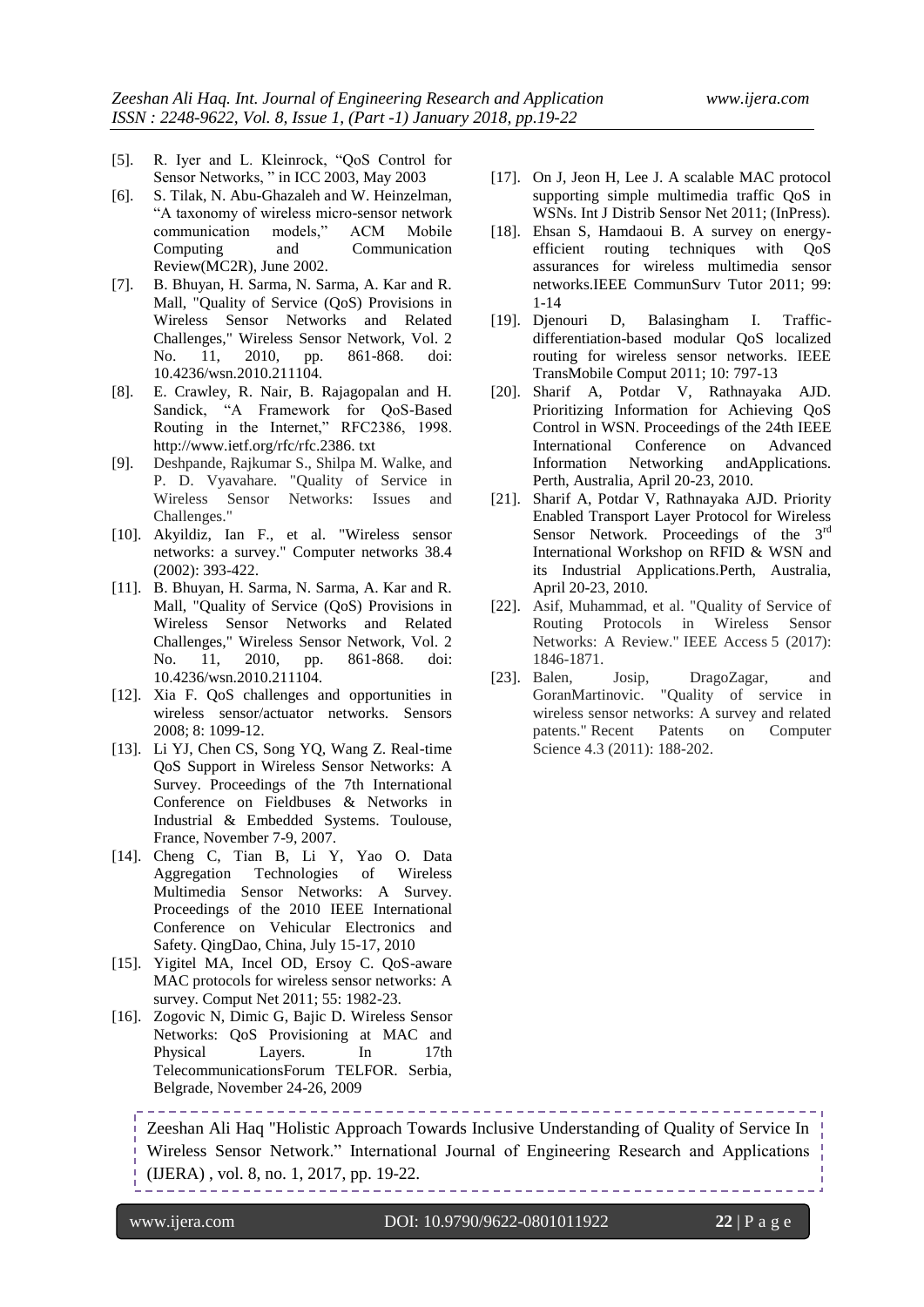[5]. R. Iyer and L. Kleinrock, "QoS Control for Sensor Networks, " in ICC 2003, May 2003

[6]. S. Tilak, N. Abu-Ghazaleh and W. Heinzelman, "A taxonomy of wireless micro-sensor network communication models," ACM Mobile Computing and Communication Review(MC2R), June 2002.

[7]. B. Bhuyan, H. Sarma, N. Sarma, A. Kar and R. Mall, "Quality of Service (QoS) Provisions in Wireless Sensor Networks and Related Challenges," Wireless Sensor Network, Vol. 2 No. 11, 2010, pp. 861-868. doi: 10.4236/wsn.2010.211104.

[8]. E. Crawley, R. Nair, B. Rajagopalan and H. Sandick, "A Framework for QoS-Based Routing in the Internet," RFC2386, 1998. http://www.ietf.org/rfc/rfc.2386. txt

[9]. Deshpande, Rajkumar S., Shilpa M. Walke, and P. D. Vyavahare. "Quality of Service in Wireless Sensor Networks: Issues and Challenges."

[10]. Akyildiz, Ian F., et al. "Wireless sensor networks: a survey." Computer networks 38.4 (2002): 393-422.

[11]. B. Bhuyan, H. Sarma, N. Sarma, A. Kar and R. Mall, "Quality of Service (QoS) Provisions in Wireless Sensor Networks and Related Challenges," Wireless Sensor Network, Vol. 2 No. 11, 2010, pp. 861-868. doi: 10.4236/wsn.2010.211104.

[12]. Xia F. QoS challenges and opportunities in wireless sensor/actuator networks. Sensors 2008; 8: 1099-12.

[13]. Li YJ, Chen CS, Song YQ, Wang Z. Real-time QoS Support in Wireless Sensor Networks: A Survey. Proceedings of the 7th International Conference on Fieldbuses & Networks in Industrial & Embedded Systems. Toulouse, France, November 7-9, 2007.

[14]. Cheng C, Tian B, Li Y, Yao O. Data Aggregation Technologies of Wireless Multimedia Sensor Networks: A Survey. Proceedings of the 2010 IEEE International Conference on Vehicular Electronics and Safety. QingDao, China, July 15-17, 2010

[15]. Yigitel MA, Incel OD, Ersoy C. QoS-aware MAC protocols for wireless sensor networks: A survey. Comput Net 2011; 55: 1982-23.

[16]. Zogovic N, Dimic G, Bajic D. Wireless Sensor Networks: QoS Provisioning at MAC and Physical Layers. In 17th TelecommunicationsForum TELFOR. Serbia, Belgrade, November 24-26, 2009

[17]. On J, Jeon H, Lee J. A scalable MAC protocol supporting simple multimedia traffic QoS in WSNs. Int J Distrib Sensor Net 2011; (InPress).

[18]. Ehsan S, Hamdaoui B. A survey on energy-efficient routing techniques with QoS assurances for wireless multimedia sensor networks.IEEE CommunSurv Tutor 2011; 99: 1-14

[19]. Djenouri D, Balasingham I. Traffic-differentiation-based modular QoS localized routing for wireless sensor networks. IEEE TransMobile Comput 2011; 10: 797-13

[20]. Sharif A, Potdar V, Rathnayaka AJD. Prioritizing Information for Achieving QoS Control in WSN. Proceedings of the 24th IEEE International Conference on Advanced Information Networking andApplications. Perth, Australia, April 20-23, 2010.

[21]. Sharif A, Potdar V, Rathnayaka AJD. Priority Enabled Transport Layer Protocol for Wireless Sensor Network. Proceedings of the 3rd International Workshop on RFID & WSN and its Industrial Applications.Perth, Australia, April 20-23, 2010.

[22]. Asif, Muhammad, et al. "Quality of Service of Routing Protocols in Wireless Sensor Networks: A Review." IEEE Access 5 (2017): 1846-1871.

[23]. Balen, Josip, DragoZagar, and GoranMartinovic. "Quality of service in wireless sensor networks: A survey and related patents." Recent Patents on Computer Science 4.3 (2011): 188-202.

Zeeshan Ali Haq "Holistic Approach Towards Inclusive Understanding of Quality of Service In Wireless Sensor Network." International Journal of Engineering Research and Applications (IJERA) , vol. 8, no. 1, 2017, pp. 19-22.